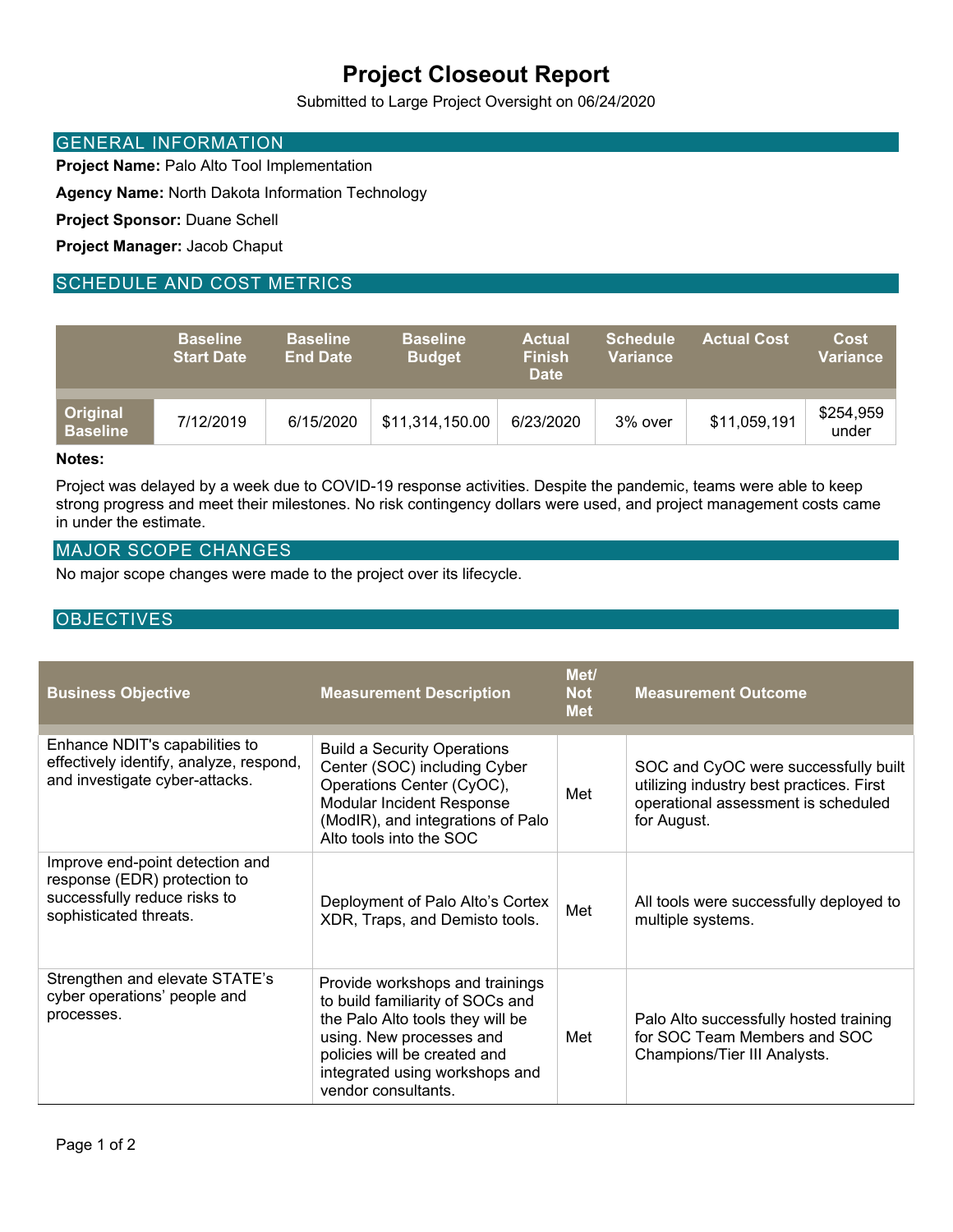# Project Closeout Report

Submitted to Large Project Oversight on 06/24/2020

## GENERAL INFORMATION

**Project Name:** Palo Alto Tool Implementation

**Agency Name:** North Dakota Information Technology

**Project Sponsor:** Duane Schell

**Project Manager:** Jacob Chaput

## SCHEDULE AND COST METRICS

| | Baseline Start Date | Baseline End Date | Baseline Budget | Actual Finish Date | Schedule Variance | Actual Cost | Cost Variance |
|---|---|---|---|---|---|---|---|
| **Original Baseline** | 7/12/2019 | 6/15/2020 | $11,314,150.00 | 6/23/2020 | 3% over | $11,059,191 | $254,959 under |

**Notes:**

Project was delayed by a week due to COVID-19 response activities. Despite the pandemic, teams were able to keep strong progress and meet their milestones. No risk contingency dollars were used, and project management costs came in under the estimate.

## MAJOR SCOPE CHANGES

No major scope changes were made to the project over its lifecycle.

## OBJECTIVES

| Business Objective | Measurement Description | Met/ Not Met | Measurement Outcome |
|---|---|---|---|
| Enhance NDIT's capabilities to effectively identify, analyze, respond, and investigate cyber-attacks. | Build a Security Operations Center (SOC) including Cyber Operations Center (CyOC), Modular Incident Response (ModIR), and integrations of Palo Alto tools into the SOC | Met | SOC and CyOC were successfully built utilizing industry best practices. First operational assessment is scheduled for August. |
| Improve end-point detection and response (EDR) protection to successfully reduce risks to sophisticated threats. | Deployment of Palo Alto's Cortex XDR, Traps, and Demisto tools. | Met | All tools were successfully deployed to multiple systems. |
| Strengthen and elevate STATE's cyber operations' people and processes. | Provide workshops and trainings to build familiarity of SOCs and the Palo Alto tools they will be using. New processes and policies will be created and integrated using workshops and vendor consultants. | Met | Palo Alto successfully hosted training for SOC Team Members and SOC Champions/Tier III Analysts. |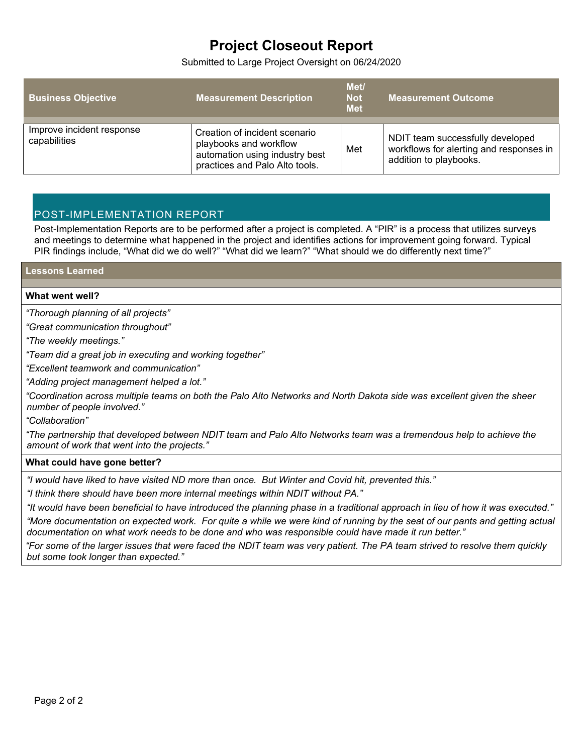# Project Closeout Report

Submitted to Large Project Oversight on 06/24/2020

| Business Objective | Measurement Description | Met/ Not Met | Measurement Outcome |
|---|---|---|---|
| Improve incident response capabilities | Creation of incident scenario playbooks and workflow automation using industry best practices and Palo Alto tools. | Met | NDIT team successfully developed workflows for alerting and responses in addition to playbooks. |

## POST-IMPLEMENTATION REPORT

Post-Implementation Reports are to be performed after a project is completed. A "PIR" is a process that utilizes surveys and meetings to determine what happened in the project and identifies actions for improvement going forward. Typical PIR findings include, "What did we do well?" "What did we learn?" "What should we do differently next time?"

### Lessons Learned

**What went well?**

*"Thorough planning of all projects"*

*"Great communication throughout"*

*"The weekly meetings."*

*"Team did a great job in executing and working together"*

*"Excellent teamwork and communication"*

*"Adding project management helped a lot."*

*"Coordination across multiple teams on both the Palo Alto Networks and North Dakota side was excellent given the sheer number of people involved."*

*"Collaboration"*

*"The partnership that developed between NDIT team and Palo Alto Networks team was a tremendous help to achieve the amount of work that went into the projects."*

**What could have gone better?**

*"I would have liked to have visited ND more than once. But Winter and Covid hit, prevented this."*

*"I think there should have been more internal meetings within NDIT without PA."*

*"It would have been beneficial to have introduced the planning phase in a traditional approach in lieu of how it was executed."*

*"More documentation on expected work. For quite a while we were kind of running by the seat of our pants and getting actual documentation on what work needs to be done and who was responsible could have made it run better."*

*"For some of the larger issues that were faced the NDIT team was very patient. The PA team strived to resolve them quickly but some took longer than expected."*